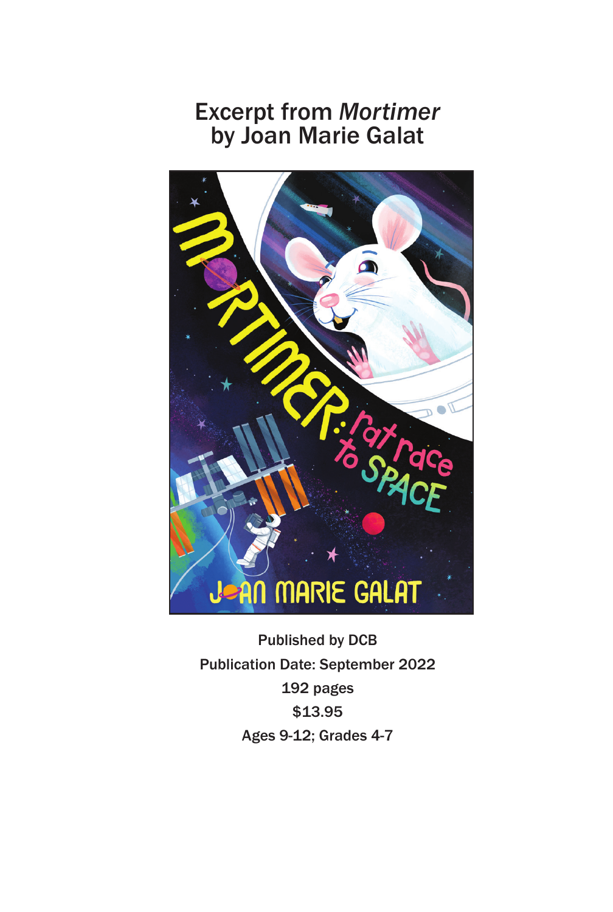# Excerpt from *Mortimer* by Joan Marie Galat

Published by DCB

Publication Date: September 2022

192 pages

$13.95

Ages 9-12; Grades 4-7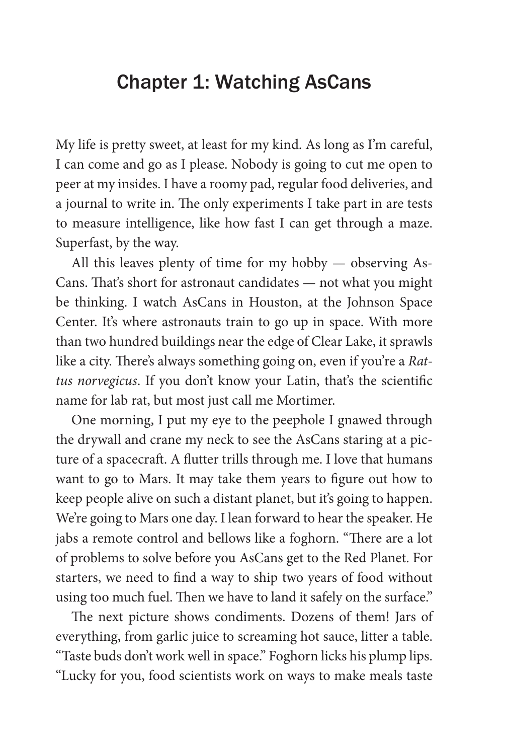# Chapter 1: Watching AsCans

My life is pretty sweet, at least for my kind. As long as I'm careful, I can come and go as I please. Nobody is going to cut me open to peer at my insides. I have a roomy pad, regular food deliveries, and a journal to write in. The only experiments I take part in are tests to measure intelligence, like how fast I can get through a maze. Superfast, by the way.

All this leaves plenty of time for my hobby — observing AsCans. That's short for astronaut candidates — not what you might be thinking. I watch AsCans in Houston, at the Johnson Space Center. It's where astronauts train to go up in space. With more than two hundred buildings near the edge of Clear Lake, it sprawls like a city. There's always something going on, even if you're a *Rattus norvegicus*. If you don't know your Latin, that's the scientific name for lab rat, but most just call me Mortimer.

One morning, I put my eye to the peephole I gnawed through the drywall and crane my neck to see the AsCans staring at a picture of a spacecraft. A flutter trills through me. I love that humans want to go to Mars. It may take them years to figure out how to keep people alive on such a distant planet, but it's going to happen. We're going to Mars one day. I lean forward to hear the speaker. He jabs a remote control and bellows like a foghorn. "There are a lot of problems to solve before you AsCans get to the Red Planet. For starters, we need to find a way to ship two years of food without using too much fuel. Then we have to land it safely on the surface."

The next picture shows condiments. Dozens of them! Jars of everything, from garlic juice to screaming hot sauce, litter a table. "Taste buds don't work well in space." Foghorn licks his plump lips. "Lucky for you, food scientists work on ways to make meals taste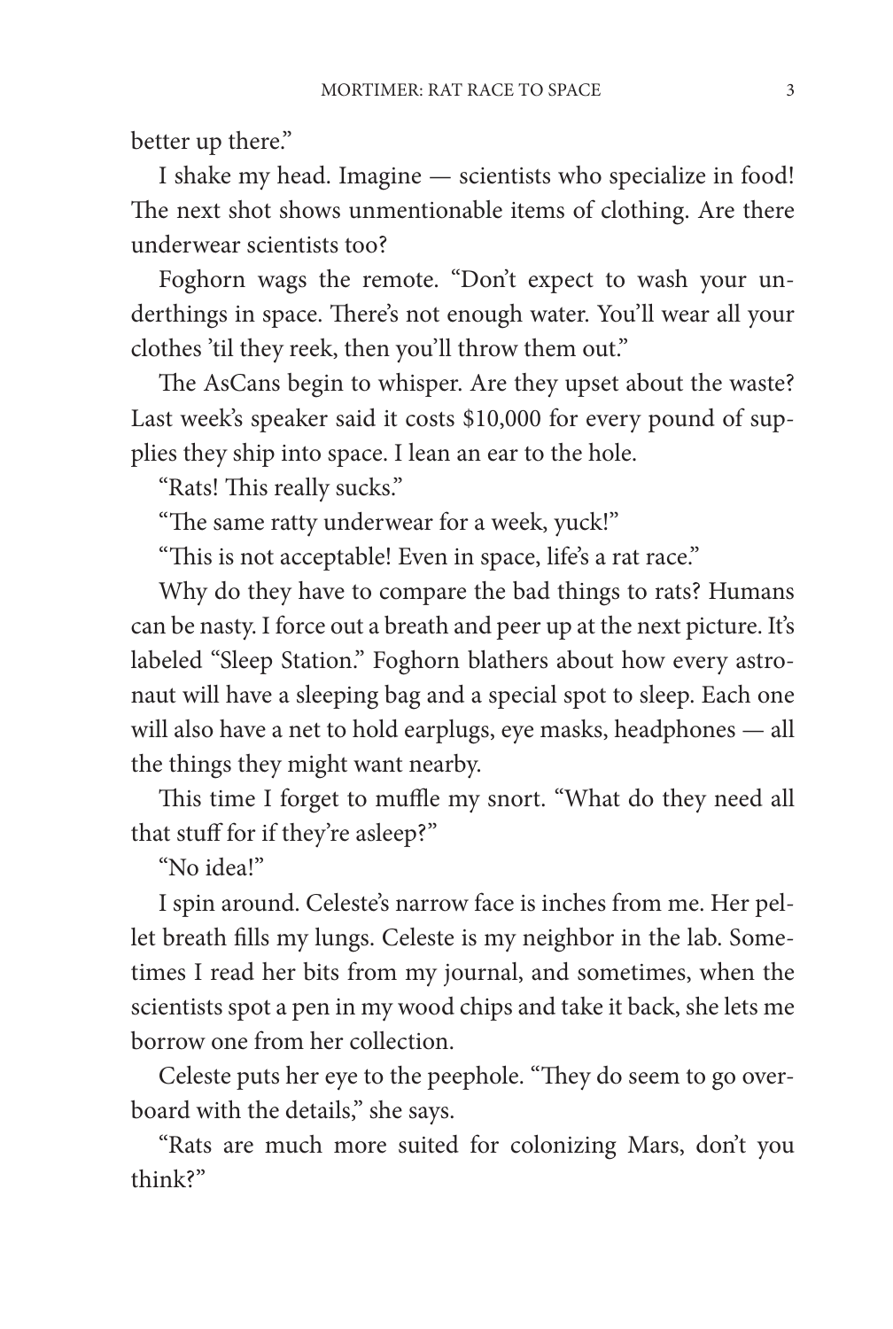better up there."

I shake my head. Imagine — scientists who specialize in food! The next shot shows unmentionable items of clothing. Are there underwear scientists too?

Foghorn wags the remote. "Don't expect to wash your underthings in space. There's not enough water. You'll wear all your clothes 'til they reek, then you'll throw them out."

The AsCans begin to whisper. Are they upset about the waste? Last week's speaker said it costs $10,000 for every pound of supplies they ship into space. I lean an ear to the hole.

"Rats! This really sucks."

"The same ratty underwear for a week, yuck!"

"This is not acceptable! Even in space, life's a rat race."

Why do they have to compare the bad things to rats? Humans can be nasty. I force out a breath and peer up at the next picture. It's labeled "Sleep Station." Foghorn blathers about how every astronaut will have a sleeping bag and a special spot to sleep. Each one will also have a net to hold earplugs, eye masks, headphones — all the things they might want nearby.

This time I forget to muffle my snort. "What do they need all that stuff for if they're asleep?"

"No idea!"

I spin around. Celeste's narrow face is inches from me. Her pellet breath fills my lungs. Celeste is my neighbor in the lab. Sometimes I read her bits from my journal, and sometimes, when the scientists spot a pen in my wood chips and take it back, she lets me borrow one from her collection.

Celeste puts her eye to the peephole. "They do seem to go overboard with the details," she says.

"Rats are much more suited for colonizing Mars, don't you think?"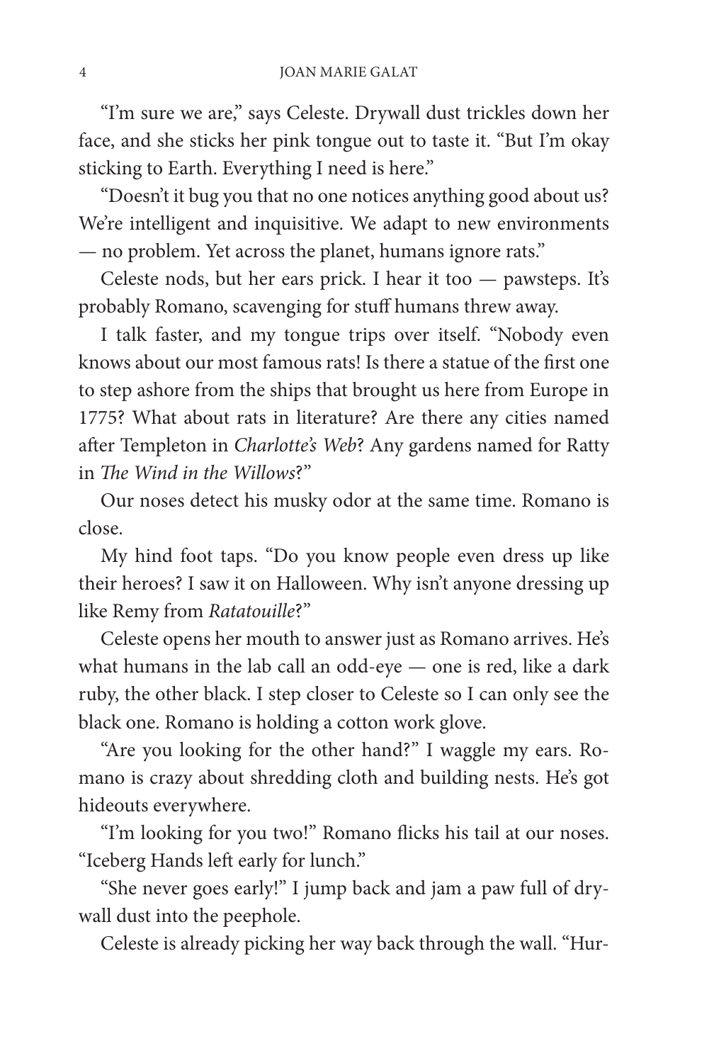"I'm sure we are," says Celeste. Drywall dust trickles down her face, and she sticks her pink tongue out to taste it. "But I'm okay sticking to Earth. Everything I need is here."

"Doesn't it bug you that no one notices anything good about us? We're intelligent and inquisitive. We adapt to new environments — no problem. Yet across the planet, humans ignore rats."

Celeste nods, but her ears prick. I hear it too — pawsteps. It's probably Romano, scavenging for stuff humans threw away.

I talk faster, and my tongue trips over itself. "Nobody even knows about our most famous rats! Is there a statue of the first one to step ashore from the ships that brought us here from Europe in 1775? What about rats in literature? Are there any cities named after Templeton in *Charlotte's Web*? Any gardens named for Ratty in *The Wind in the Willows*?"

Our noses detect his musky odor at the same time. Romano is close.

My hind foot taps. "Do you know people even dress up like their heroes? I saw it on Halloween. Why isn't anyone dressing up like Remy from *Ratatouille*?"

Celeste opens her mouth to answer just as Romano arrives. He's what humans in the lab call an odd-eye — one is red, like a dark ruby, the other black. I step closer to Celeste so I can only see the black one. Romano is holding a cotton work glove.

"Are you looking for the other hand?" I waggle my ears. Romano is crazy about shredding cloth and building nests. He's got hideouts everywhere.

"I'm looking for you two!" Romano flicks his tail at our noses. "Iceberg Hands left early for lunch."

"She never goes early!" I jump back and jam a paw full of drywall dust into the peephole.

Celeste is already picking her way back through the wall. "Hur-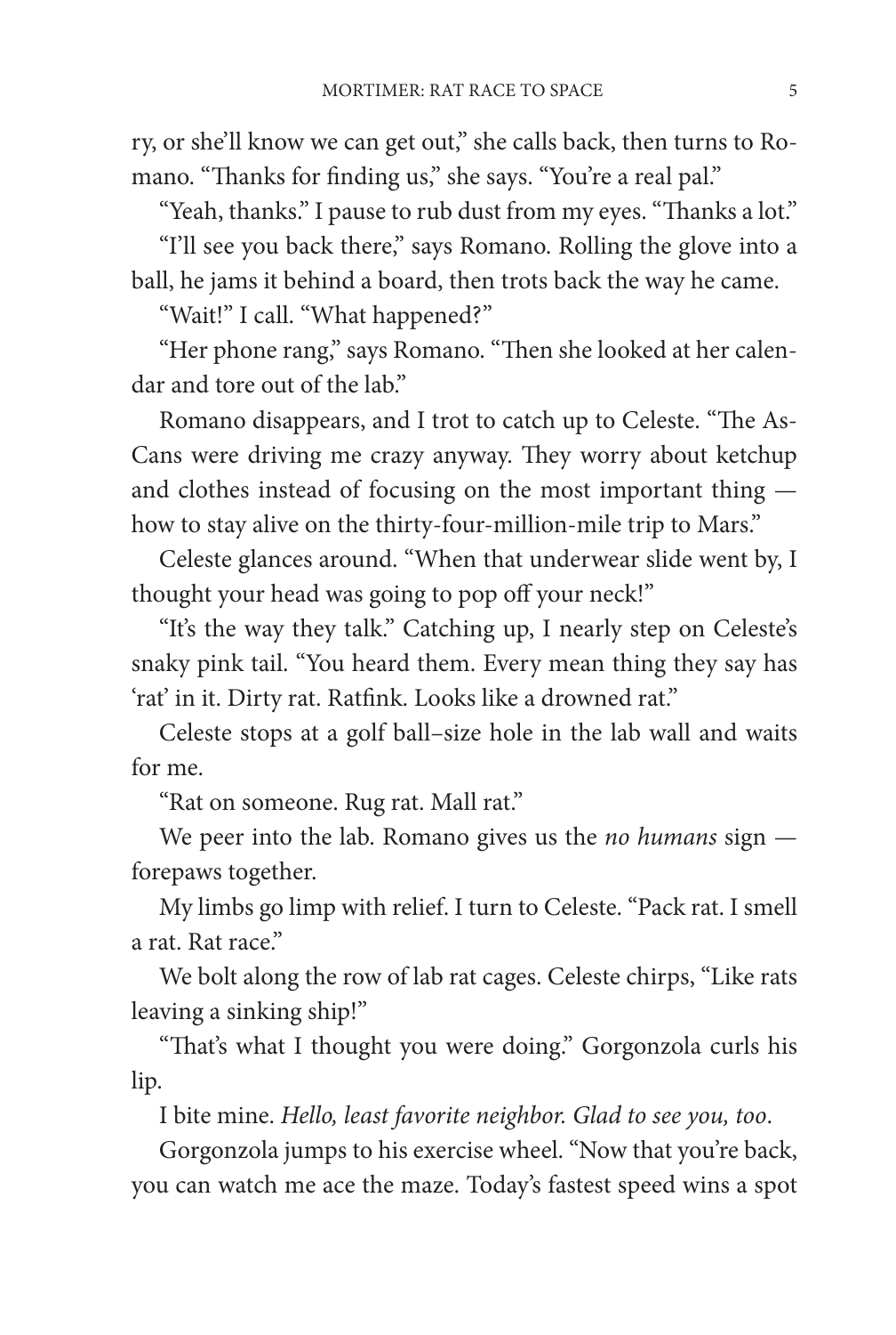ry, or she'll know we can get out," she calls back, then turns to Romano. "Thanks for finding us," she says. "You're a real pal."

"Yeah, thanks." I pause to rub dust from my eyes. "Thanks a lot."

"I'll see you back there," says Romano. Rolling the glove into a ball, he jams it behind a board, then trots back the way he came.

"Wait!" I call. "What happened?"

"Her phone rang," says Romano. "Then she looked at her calendar and tore out of the lab."

Romano disappears, and I trot to catch up to Celeste. "The AsCans were driving me crazy anyway. They worry about ketchup and clothes instead of focusing on the most important thing — how to stay alive on the thirty-four-million-mile trip to Mars."

Celeste glances around. "When that underwear slide went by, I thought your head was going to pop off your neck!"

"It's the way they talk." Catching up, I nearly step on Celeste's snaky pink tail. "You heard them. Every mean thing they say has 'rat' in it. Dirty rat. Ratfink. Looks like a drowned rat."

Celeste stops at a golf ball–size hole in the lab wall and waits for me.

"Rat on someone. Rug rat. Mall rat."

We peer into the lab. Romano gives us the *no humans* sign — forepaws together.

My limbs go limp with relief. I turn to Celeste. "Pack rat. I smell a rat. Rat race."

We bolt along the row of lab rat cages. Celeste chirps, "Like rats leaving a sinking ship!"

"That's what I thought you were doing." Gorgonzola curls his lip.

I bite mine. *Hello, least favorite neighbor. Glad to see you, too*.

Gorgonzola jumps to his exercise wheel. "Now that you're back, you can watch me ace the maze. Today's fastest speed wins a spot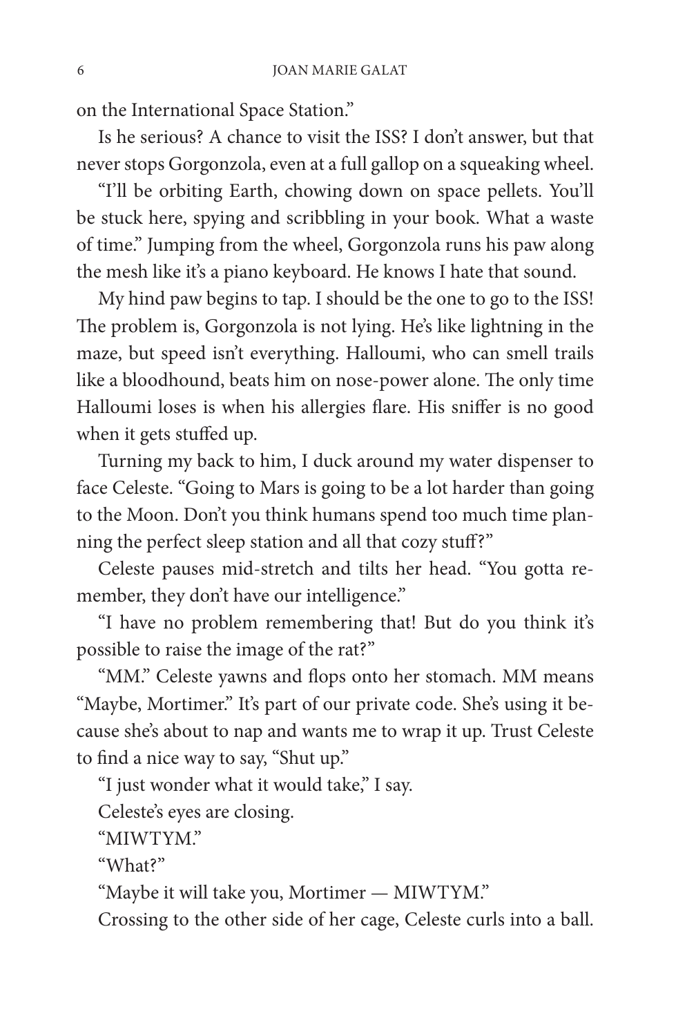on the International Space Station."

Is he serious? A chance to visit the ISS? I don't answer, but that never stops Gorgonzola, even at a full gallop on a squeaking wheel.

"I'll be orbiting Earth, chowing down on space pellets. You'll be stuck here, spying and scribbling in your book. What a waste of time." Jumping from the wheel, Gorgonzola runs his paw along the mesh like it's a piano keyboard. He knows I hate that sound.

My hind paw begins to tap. I should be the one to go to the ISS! The problem is, Gorgonzola is not lying. He's like lightning in the maze, but speed isn't everything. Halloumi, who can smell trails like a bloodhound, beats him on nose-power alone. The only time Halloumi loses is when his allergies flare. His sniffer is no good when it gets stuffed up.

Turning my back to him, I duck around my water dispenser to face Celeste. "Going to Mars is going to be a lot harder than going to the Moon. Don't you think humans spend too much time planning the perfect sleep station and all that cozy stuff?"

Celeste pauses mid-stretch and tilts her head. "You gotta remember, they don't have our intelligence."

"I have no problem remembering that! But do you think it's possible to raise the image of the rat?"

"MM." Celeste yawns and flops onto her stomach. MM means "Maybe, Mortimer." It's part of our private code. She's using it because she's about to nap and wants me to wrap it up. Trust Celeste to find a nice way to say, "Shut up."

"I just wonder what it would take," I say.

Celeste's eyes are closing.

"MIWTYM."

"What?"

"Maybe it will take you, Mortimer — MIWTYM."

Crossing to the other side of her cage, Celeste curls into a ball.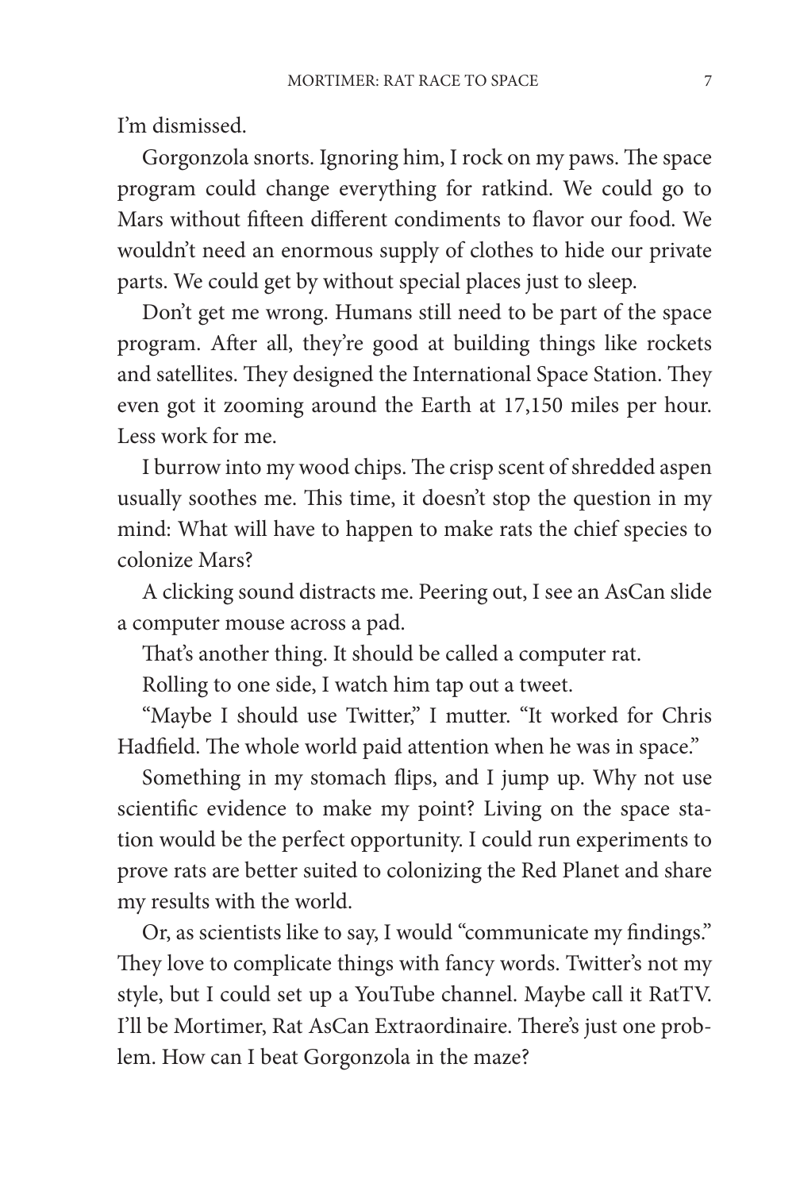I'm dismissed.

Gorgonzola snorts. Ignoring him, I rock on my paws. The space program could change everything for ratkind. We could go to Mars without fifteen different condiments to flavor our food. We wouldn't need an enormous supply of clothes to hide our private parts. We could get by without special places just to sleep.

Don't get me wrong. Humans still need to be part of the space program. After all, they're good at building things like rockets and satellites. They designed the International Space Station. They even got it zooming around the Earth at 17,150 miles per hour. Less work for me.

I burrow into my wood chips. The crisp scent of shredded aspen usually soothes me. This time, it doesn't stop the question in my mind: What will have to happen to make rats the chief species to colonize Mars?

A clicking sound distracts me. Peering out, I see an AsCan slide a computer mouse across a pad.

That's another thing. It should be called a computer rat.

Rolling to one side, I watch him tap out a tweet.

"Maybe I should use Twitter," I mutter. "It worked for Chris Hadfield. The whole world paid attention when he was in space."

Something in my stomach flips, and I jump up. Why not use scientific evidence to make my point? Living on the space station would be the perfect opportunity. I could run experiments to prove rats are better suited to colonizing the Red Planet and share my results with the world.

Or, as scientists like to say, I would "communicate my findings." They love to complicate things with fancy words. Twitter's not my style, but I could set up a YouTube channel. Maybe call it RatTV. I'll be Mortimer, Rat AsCan Extraordinaire. There's just one problem. How can I beat Gorgonzola in the maze?